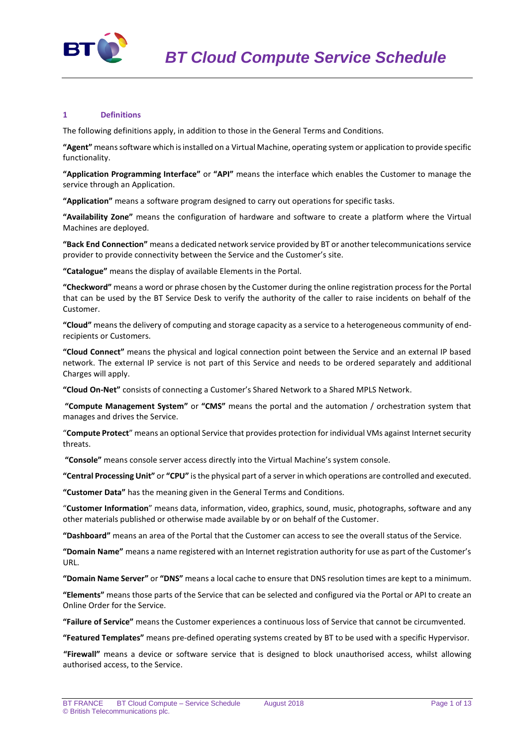# BT Cloud Compute Service Schedule

## 1 Definitions

The following definitions apply, in addition to those in the General Terms and Conditions.

**"Agent"** means software which is installed on a Virtual Machine, operating system or application to provide specific functionality.

**"Application Programming Interface"** or **"API"** means the interface which enables the Customer to manage the service through an Application.

**"Application"** means a software program designed to carry out operations for specific tasks.

**"Availability Zone"** means the configuration of hardware and software to create a platform where the Virtual Machines are deployed.

**"Back End Connection"** means a dedicated network service provided by BT or another telecommunications service provider to provide connectivity between the Service and the Customer's site.

**"Catalogue"** means the display of available Elements in the Portal.

**"Checkword"** means a word or phrase chosen by the Customer during the online registration process for the Portal that can be used by the BT Service Desk to verify the authority of the caller to raise incidents on behalf of the Customer.

**"Cloud"** means the delivery of computing and storage capacity as a service to a heterogeneous community of end-recipients or Customers.

**"Cloud Connect"** means the physical and logical connection point between the Service and an external IP based network. The external IP service is not part of this Service and needs to be ordered separately and additional Charges will apply.

**"Cloud On-Net"** consists of connecting a Customer's Shared Network to a Shared MPLS Network.

**"Compute Management System"** or **"CMS"** means the portal and the automation / orchestration system that manages and drives the Service.

"**Compute Protect**" means an optional Service that provides protection for individual VMs against Internet security threats.

**"Console"** means console server access directly into the Virtual Machine's system console.

**"Central Processing Unit"** or **"CPU"** is the physical part of a server in which operations are controlled and executed.

**"Customer Data"** has the meaning given in the General Terms and Conditions.

"**Customer Information**" means data, information, video, graphics, sound, music, photographs, software and any other materials published or otherwise made available by or on behalf of the Customer.

**"Dashboard"** means an area of the Portal that the Customer can access to see the overall status of the Service.

**"Domain Name"** means a name registered with an Internet registration authority for use as part of the Customer's URL.

**"Domain Name Server"** or **"DNS"** means a local cache to ensure that DNS resolution times are kept to a minimum.

**"Elements"** means those parts of the Service that can be selected and configured via the Portal or API to create an Online Order for the Service.

**"Failure of Service"** means the Customer experiences a continuous loss of Service that cannot be circumvented.

**"Featured Templates"** means pre-defined operating systems created by BT to be used with a specific Hypervisor.

**"Firewall"** means a device or software service that is designed to block unauthorised access, whilst allowing authorised access, to the Service.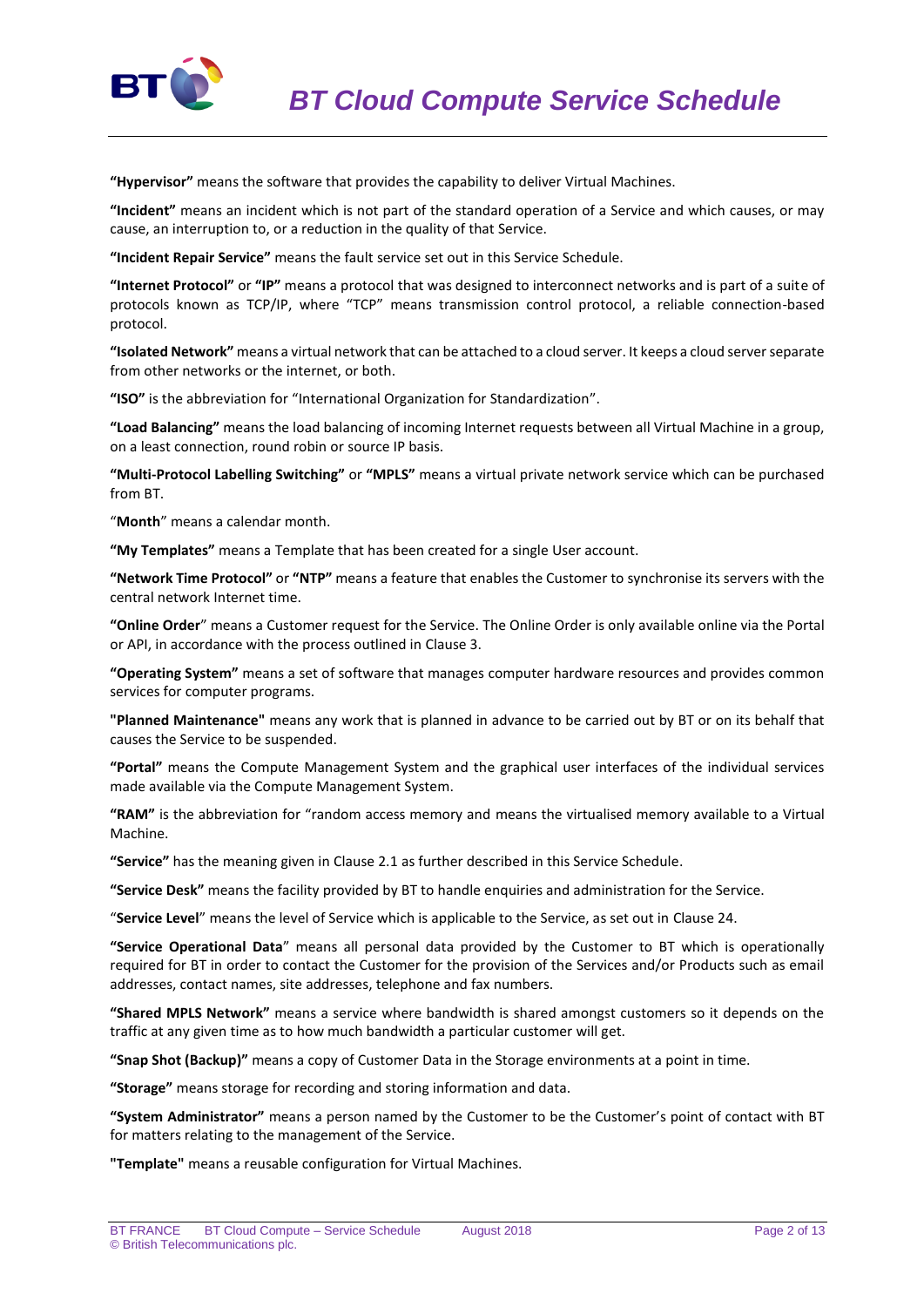**"Hypervisor"** means the software that provides the capability to deliver Virtual Machines.

**"Incident"** means an incident which is not part of the standard operation of a Service and which causes, or may cause, an interruption to, or a reduction in the quality of that Service.

**"Incident Repair Service"** means the fault service set out in this Service Schedule.

**"Internet Protocol"** or **"IP"** means a protocol that was designed to interconnect networks and is part of a suite of protocols known as TCP/IP, where "TCP" means transmission control protocol, a reliable connection-based protocol.

**"Isolated Network"** means a virtual network that can be attached to a cloud server. It keeps a cloud server separate from other networks or the internet, or both.

**"ISO"** is the abbreviation for "International Organization for Standardization".

**"Load Balancing"** means the load balancing of incoming Internet requests between all Virtual Machine in a group, on a least connection, round robin or source IP basis.

**"Multi-Protocol Labelling Switching"** or **"MPLS"** means a virtual private network service which can be purchased from BT.

"**Month**" means a calendar month.

**"My Templates"** means a Template that has been created for a single User account.

**"Network Time Protocol"** or **"NTP"** means a feature that enables the Customer to synchronise its servers with the central network Internet time.

**"Online Order**" means a Customer request for the Service. The Online Order is only available online via the Portal or API, in accordance with the process outlined in Clause 3.

**"Operating System"** means a set of software that manages computer hardware resources and provides common services for computer programs.

**"Planned Maintenance"** means any work that is planned in advance to be carried out by BT or on its behalf that causes the Service to be suspended.

**"Portal"** means the Compute Management System and the graphical user interfaces of the individual services made available via the Compute Management System.

**"RAM"** is the abbreviation for "random access memory and means the virtualised memory available to a Virtual Machine.

**"Service"** has the meaning given in Clause 2.1 as further described in this Service Schedule.

**"Service Desk"** means the facility provided by BT to handle enquiries and administration for the Service.

"**Service Level**" means the level of Service which is applicable to the Service, as set out in Clause 24.

**"Service Operational Data**" means all personal data provided by the Customer to BT which is operationally required for BT in order to contact the Customer for the provision of the Services and/or Products such as email addresses, contact names, site addresses, telephone and fax numbers.

**"Shared MPLS Network"** means a service where bandwidth is shared amongst customers so it depends on the traffic at any given time as to how much bandwidth a particular customer will get.

**"Snap Shot (Backup)"** means a copy of Customer Data in the Storage environments at a point in time.

**"Storage"** means storage for recording and storing information and data.

**"System Administrator"** means a person named by the Customer to be the Customer's point of contact with BT for matters relating to the management of the Service.

**"Template"** means a reusable configuration for Virtual Machines.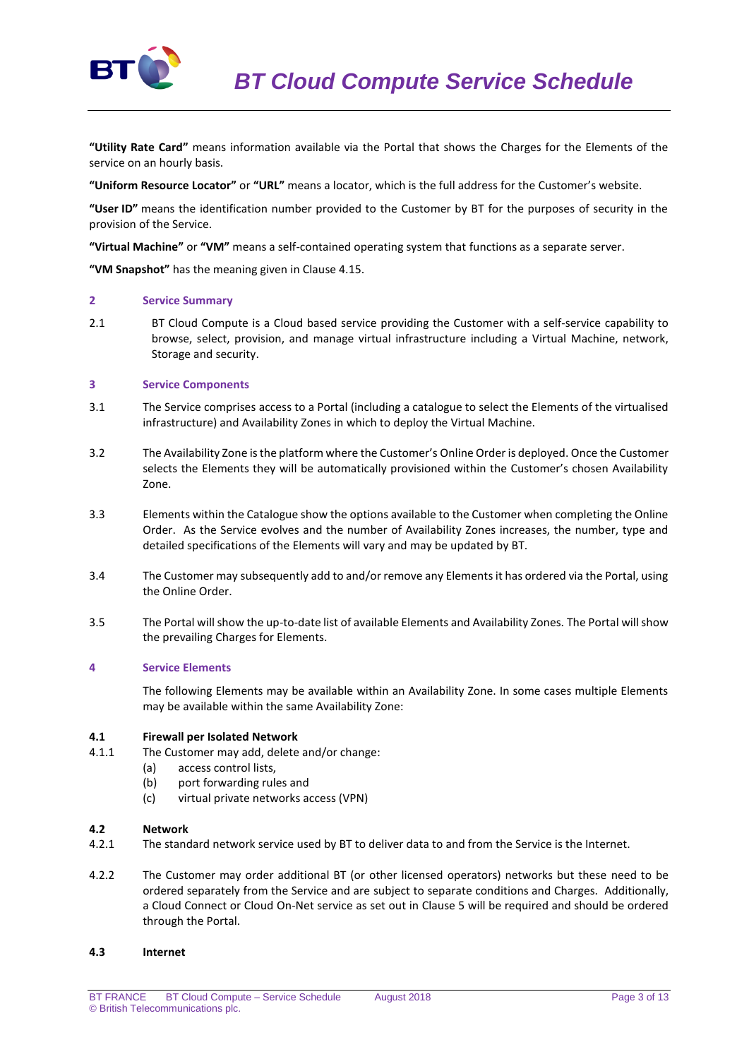**"Utility Rate Card"** means information available via the Portal that shows the Charges for the Elements of the service on an hourly basis.

**"Uniform Resource Locator"** or **"URL"** means a locator, which is the full address for the Customer's website.

**"User ID"** means the identification number provided to the Customer by BT for the purposes of security in the provision of the Service.

**"Virtual Machine"** or **"VM"** means a self-contained operating system that functions as a separate server.

**"VM Snapshot"** has the meaning given in Clause 4.15.

## 2 Service Summary

2.1 BT Cloud Compute is a Cloud based service providing the Customer with a self-service capability to browse, select, provision, and manage virtual infrastructure including a Virtual Machine, network, Storage and security.

## 3 Service Components

3.1 The Service comprises access to a Portal (including a catalogue to select the Elements of the virtualised infrastructure) and Availability Zones in which to deploy the Virtual Machine.

3.2 The Availability Zone is the platform where the Customer's Online Order is deployed. Once the Customer selects the Elements they will be automatically provisioned within the Customer's chosen Availability Zone.

3.3 Elements within the Catalogue show the options available to the Customer when completing the Online Order. As the Service evolves and the number of Availability Zones increases, the number, type and detailed specifications of the Elements will vary and may be updated by BT.

3.4 The Customer may subsequently add to and/or remove any Elements it has ordered via the Portal, using the Online Order.

3.5 The Portal will show the up-to-date list of available Elements and Availability Zones. The Portal will show the prevailing Charges for Elements.

## 4 Service Elements

The following Elements may be available within an Availability Zone. In some cases multiple Elements may be available within the same Availability Zone:

### 4.1 Firewall per Isolated Network

4.1.1 The Customer may add, delete and/or change:

- (a) access control lists,
- (b) port forwarding rules and
- (c) virtual private networks access (VPN)

### 4.2 Network

4.2.1 The standard network service used by BT to deliver data to and from the Service is the Internet.

4.2.2 The Customer may order additional BT (or other licensed operators) networks but these need to be ordered separately from the Service and are subject to separate conditions and Charges. Additionally, a Cloud Connect or Cloud On-Net service as set out in Clause 5 will be required and should be ordered through the Portal.

### 4.3 Internet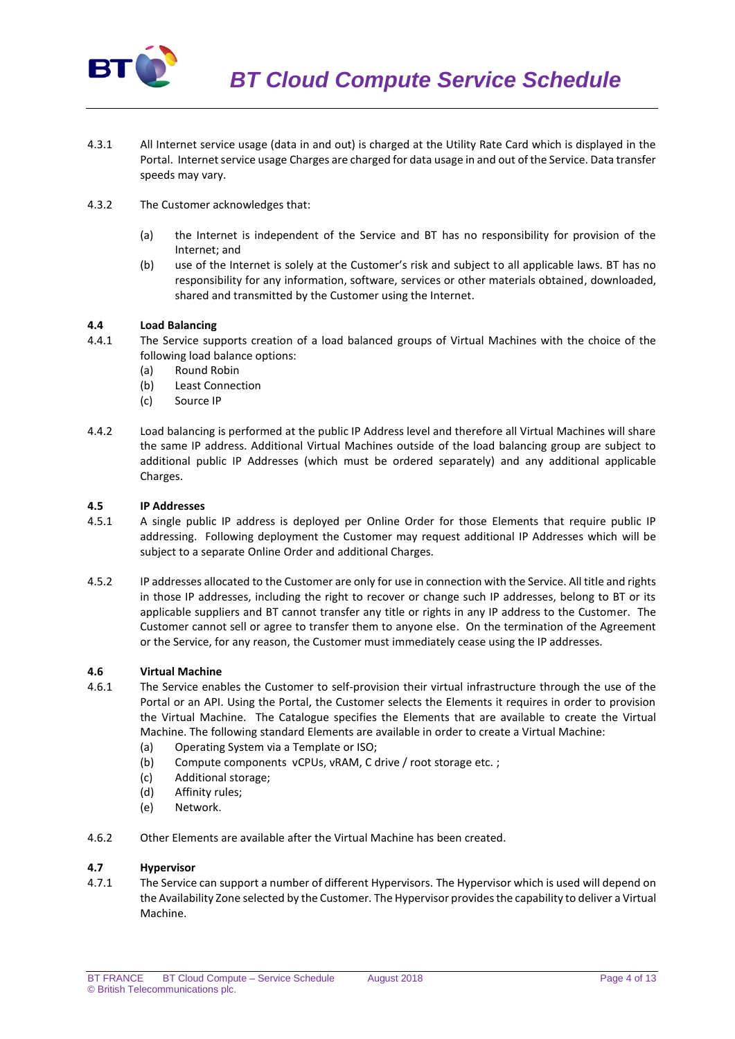4.3.1 All Internet service usage (data in and out) is charged at the Utility Rate Card which is displayed in the Portal. Internet service usage Charges are charged for data usage in and out of the Service. Data transfer speeds may vary.

4.3.2 The Customer acknowledges that:

(a) the Internet is independent of the Service and BT has no responsibility for provision of the Internet; and

(b) use of the Internet is solely at the Customer's risk and subject to all applicable laws. BT has no responsibility for any information, software, services or other materials obtained, downloaded, shared and transmitted by the Customer using the Internet.

**4.4 Load Balancing**

4.4.1 The Service supports creation of a load balanced groups of Virtual Machines with the choice of the following load balance options:

(a) Round Robin

(b) Least Connection

(c) Source IP

4.4.2 Load balancing is performed at the public IP Address level and therefore all Virtual Machines will share the same IP address. Additional Virtual Machines outside of the load balancing group are subject to additional public IP Addresses (which must be ordered separately) and any additional applicable Charges.

**4.5 IP Addresses**

4.5.1 A single public IP address is deployed per Online Order for those Elements that require public IP addressing. Following deployment the Customer may request additional IP Addresses which will be subject to a separate Online Order and additional Charges.

4.5.2 IP addresses allocated to the Customer are only for use in connection with the Service. All title and rights in those IP addresses, including the right to recover or change such IP addresses, belong to BT or its applicable suppliers and BT cannot transfer any title or rights in any IP address to the Customer. The Customer cannot sell or agree to transfer them to anyone else. On the termination of the Agreement or the Service, for any reason, the Customer must immediately cease using the IP addresses.

**4.6 Virtual Machine**

4.6.1 The Service enables the Customer to self-provision their virtual infrastructure through the use of the Portal or an API. Using the Portal, the Customer selects the Elements it requires in order to provision the Virtual Machine. The Catalogue specifies the Elements that are available to create the Virtual Machine. The following standard Elements are available in order to create a Virtual Machine:

(a) Operating System via a Template or ISO;

(b) Compute components vCPUs, vRAM, C drive / root storage etc. ;

(c) Additional storage;

(d) Affinity rules;

(e) Network.

4.6.2 Other Elements are available after the Virtual Machine has been created.

**4.7 Hypervisor**

4.7.1 The Service can support a number of different Hypervisors. The Hypervisor which is used will depend on the Availability Zone selected by the Customer. The Hypervisor provides the capability to deliver a Virtual Machine.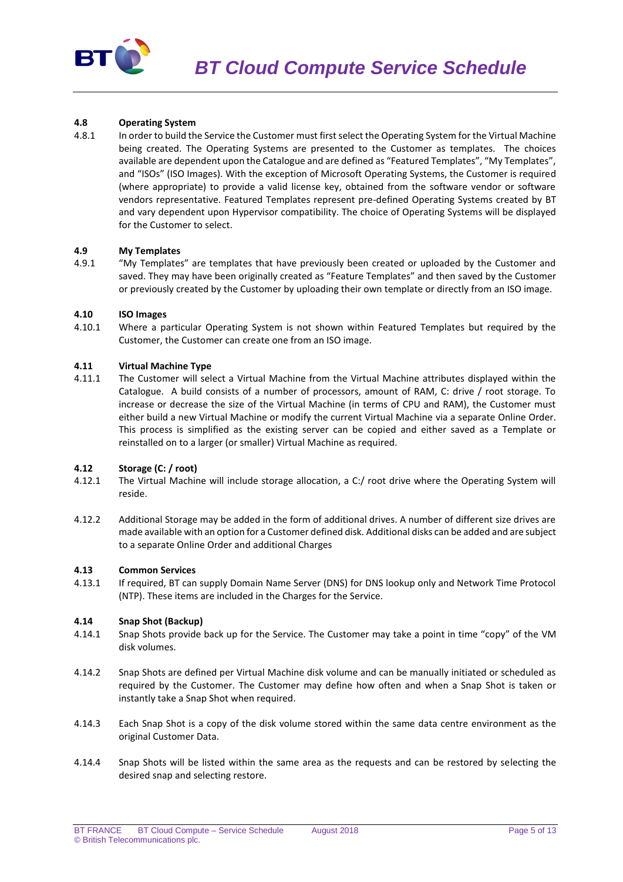**4.8 Operating System**

4.8.1 In order to build the Service the Customer must first select the Operating System for the Virtual Machine being created. The Operating Systems are presented to the Customer as templates. The choices available are dependent upon the Catalogue and are defined as "Featured Templates", "My Templates", and "ISOs" (ISO Images). With the exception of Microsoft Operating Systems, the Customer is required (where appropriate) to provide a valid license key, obtained from the software vendor or software vendors representative. Featured Templates represent pre-defined Operating Systems created by BT and vary dependent upon Hypervisor compatibility. The choice of Operating Systems will be displayed for the Customer to select.

**4.9 My Templates**

4.9.1 "My Templates" are templates that have previously been created or uploaded by the Customer and saved. They may have been originally created as "Feature Templates" and then saved by the Customer or previously created by the Customer by uploading their own template or directly from an ISO image.

**4.10 ISO Images**

4.10.1 Where a particular Operating System is not shown within Featured Templates but required by the Customer, the Customer can create one from an ISO image.

**4.11 Virtual Machine Type**

4.11.1 The Customer will select a Virtual Machine from the Virtual Machine attributes displayed within the Catalogue. A build consists of a number of processors, amount of RAM, C: drive / root storage. To increase or decrease the size of the Virtual Machine (in terms of CPU and RAM), the Customer must either build a new Virtual Machine or modify the current Virtual Machine via a separate Online Order. This process is simplified as the existing server can be copied and either saved as a Template or reinstalled on to a larger (or smaller) Virtual Machine as required.

**4.12 Storage (C: / root)**

4.12.1 The Virtual Machine will include storage allocation, a C:/ root drive where the Operating System will reside.

4.12.2 Additional Storage may be added in the form of additional drives. A number of different size drives are made available with an option for a Customer defined disk. Additional disks can be added and are subject to a separate Online Order and additional Charges

**4.13 Common Services**

4.13.1 If required, BT can supply Domain Name Server (DNS) for DNS lookup only and Network Time Protocol (NTP). These items are included in the Charges for the Service.

**4.14 Snap Shot (Backup)**

4.14.1 Snap Shots provide back up for the Service. The Customer may take a point in time "copy" of the VM disk volumes.

4.14.2 Snap Shots are defined per Virtual Machine disk volume and can be manually initiated or scheduled as required by the Customer. The Customer may define how often and when a Snap Shot is taken or instantly take a Snap Shot when required.

4.14.3 Each Snap Shot is a copy of the disk volume stored within the same data centre environment as the original Customer Data.

4.14.4 Snap Shots will be listed within the same area as the requests and can be restored by selecting the desired snap and selecting restore.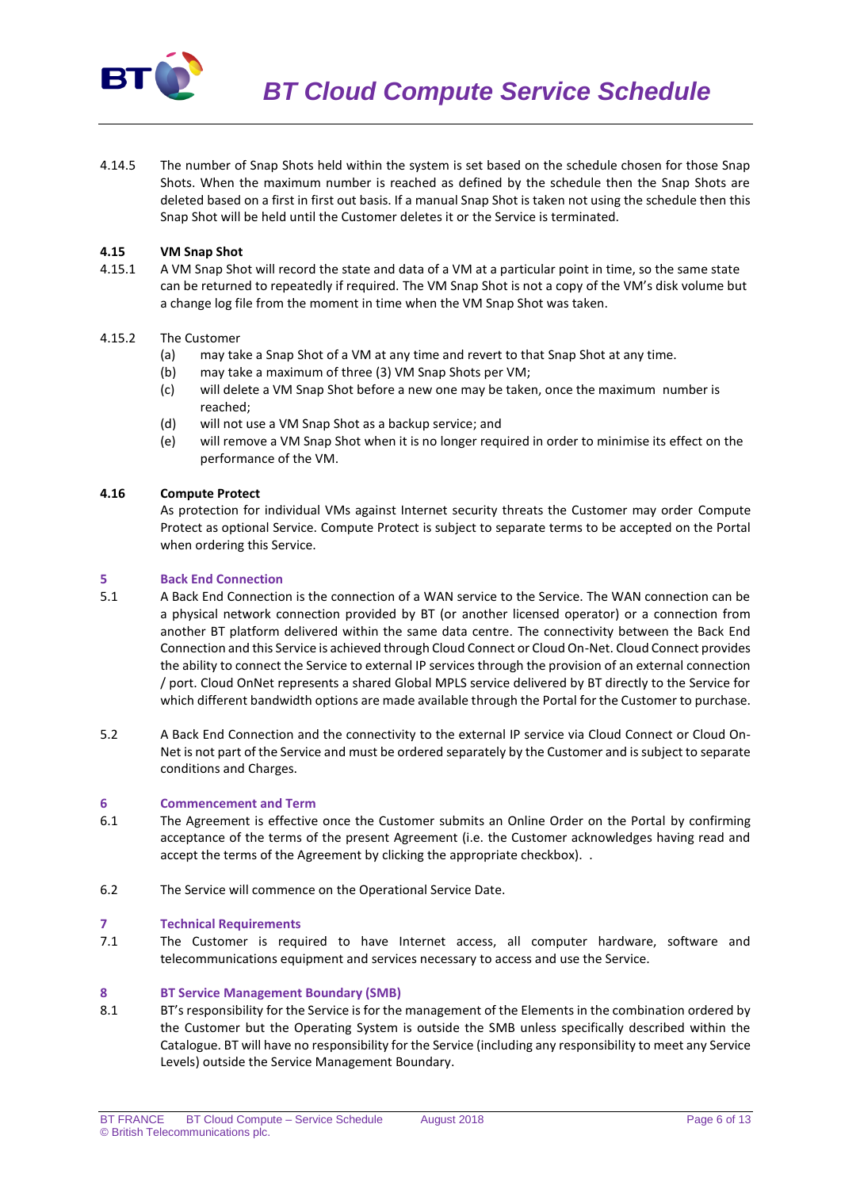4.14.5 The number of Snap Shots held within the system is set based on the schedule chosen for those Snap Shots. When the maximum number is reached as defined by the schedule then the Snap Shots are deleted based on a first in first out basis. If a manual Snap Shot is taken not using the schedule then this Snap Shot will be held until the Customer deletes it or the Service is terminated.

**4.15 VM Snap Shot**

4.15.1 A VM Snap Shot will record the state and data of a VM at a particular point in time, so the same state can be returned to repeatedly if required. The VM Snap Shot is not a copy of the VM's disk volume but a change log file from the moment in time when the VM Snap Shot was taken.

4.15.2 The Customer

(a) may take a Snap Shot of a VM at any time and revert to that Snap Shot at any time.

(b) may take a maximum of three (3) VM Snap Shots per VM;

(c) will delete a VM Snap Shot before a new one may be taken, once the maximum number is reached;

(d) will not use a VM Snap Shot as a backup service; and

(e) will remove a VM Snap Shot when it is no longer required in order to minimise its effect on the performance of the VM.

**4.16 Compute Protect**

As protection for individual VMs against Internet security threats the Customer may order Compute Protect as optional Service. Compute Protect is subject to separate terms to be accepted on the Portal when ordering this Service.

## 5 Back End Connection

5.1 A Back End Connection is the connection of a WAN service to the Service. The WAN connection can be a physical network connection provided by BT (or another licensed operator) or a connection from another BT platform delivered within the same data centre. The connectivity between the Back End Connection and this Service is achieved through Cloud Connect or Cloud On-Net. Cloud Connect provides the ability to connect the Service to external IP services through the provision of an external connection / port. Cloud OnNet represents a shared Global MPLS service delivered by BT directly to the Service for which different bandwidth options are made available through the Portal for the Customer to purchase.

5.2 A Back End Connection and the connectivity to the external IP service via Cloud Connect or Cloud On-Net is not part of the Service and must be ordered separately by the Customer and is subject to separate conditions and Charges.

## 6 Commencement and Term

6.1 The Agreement is effective once the Customer submits an Online Order on the Portal by confirming acceptance of the terms of the present Agreement (i.e. the Customer acknowledges having read and accept the terms of the Agreement by clicking the appropriate checkbox). .

6.2 The Service will commence on the Operational Service Date.

## 7 Technical Requirements

7.1 The Customer is required to have Internet access, all computer hardware, software and telecommunications equipment and services necessary to access and use the Service.

## 8 BT Service Management Boundary (SMB)

8.1 BT's responsibility for the Service is for the management of the Elements in the combination ordered by the Customer but the Operating System is outside the SMB unless specifically described within the Catalogue. BT will have no responsibility for the Service (including any responsibility to meet any Service Levels) outside the Service Management Boundary.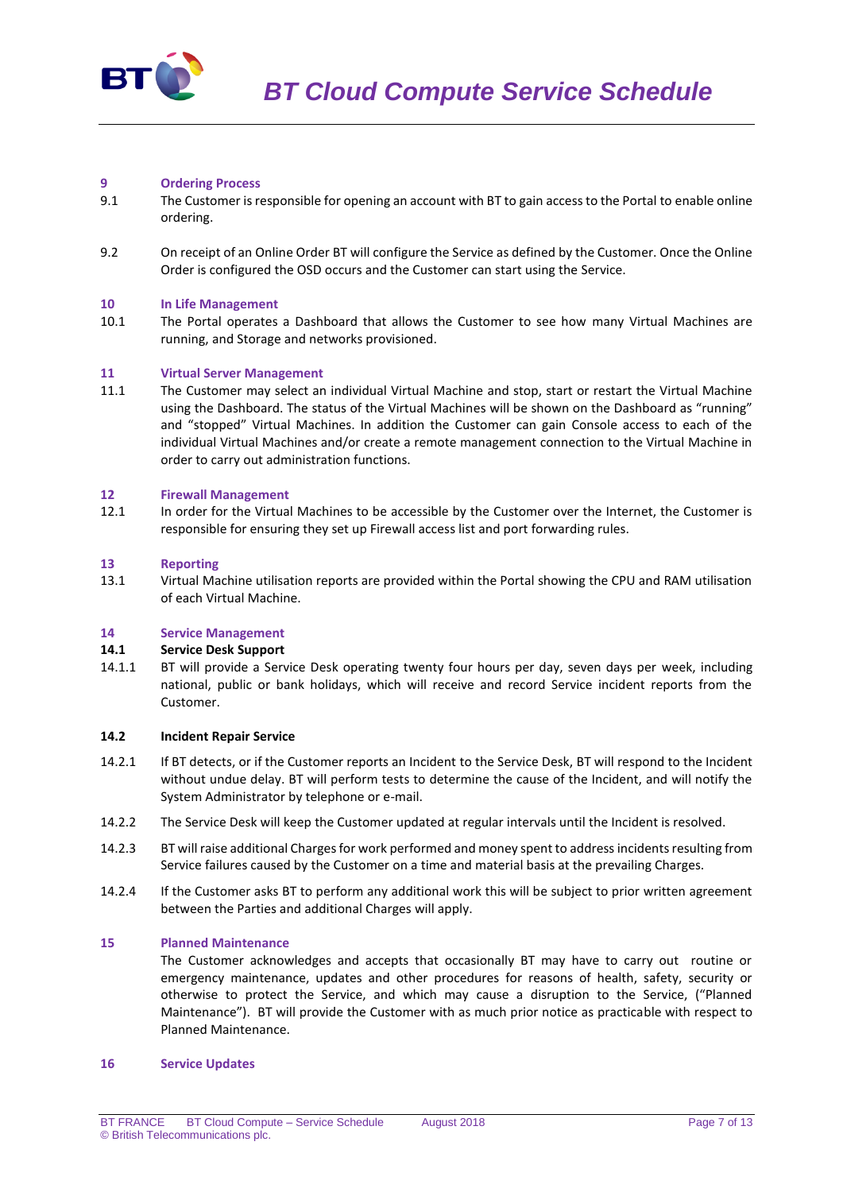## 9 Ordering Process

9.1 The Customer is responsible for opening an account with BT to gain access to the Portal to enable online ordering.

9.2 On receipt of an Online Order BT will configure the Service as defined by the Customer. Once the Online Order is configured the OSD occurs and the Customer can start using the Service.

## 10 In Life Management

10.1 The Portal operates a Dashboard that allows the Customer to see how many Virtual Machines are running, and Storage and networks provisioned.

## 11 Virtual Server Management

11.1 The Customer may select an individual Virtual Machine and stop, start or restart the Virtual Machine using the Dashboard. The status of the Virtual Machines will be shown on the Dashboard as "running" and "stopped" Virtual Machines. In addition the Customer can gain Console access to each of the individual Virtual Machines and/or create a remote management connection to the Virtual Machine in order to carry out administration functions.

## 12 Firewall Management

12.1 In order for the Virtual Machines to be accessible by the Customer over the Internet, the Customer is responsible for ensuring they set up Firewall access list and port forwarding rules.

## 13 Reporting

13.1 Virtual Machine utilisation reports are provided within the Portal showing the CPU and RAM utilisation of each Virtual Machine.

## 14 Service Management

### 14.1 Service Desk Support

14.1.1 BT will provide a Service Desk operating twenty four hours per day, seven days per week, including national, public or bank holidays, which will receive and record Service incident reports from the Customer.

### 14.2 Incident Repair Service

14.2.1 If BT detects, or if the Customer reports an Incident to the Service Desk, BT will respond to the Incident without undue delay. BT will perform tests to determine the cause of the Incident, and will notify the System Administrator by telephone or e-mail.

14.2.2 The Service Desk will keep the Customer updated at regular intervals until the Incident is resolved.

14.2.3 BT will raise additional Charges for work performed and money spent to address incidents resulting from Service failures caused by the Customer on a time and material basis at the prevailing Charges.

14.2.4 If the Customer asks BT to perform any additional work this will be subject to prior written agreement between the Parties and additional Charges will apply.

## 15 Planned Maintenance

The Customer acknowledges and accepts that occasionally BT may have to carry out routine or emergency maintenance, updates and other procedures for reasons of health, safety, security or otherwise to protect the Service, and which may cause a disruption to the Service, ("Planned Maintenance"). BT will provide the Customer with as much prior notice as practicable with respect to Planned Maintenance.

## 16 Service Updates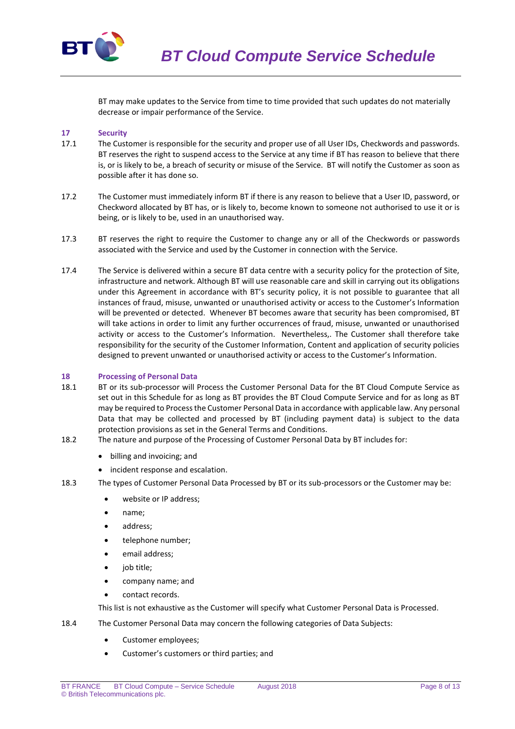BT may make updates to the Service from time to time provided that such updates do not materially decrease or impair performance of the Service.

## 17 Security

17.1 The Customer is responsible for the security and proper use of all User IDs, Checkwords and passwords. BT reserves the right to suspend access to the Service at any time if BT has reason to believe that there is, or is likely to be, a breach of security or misuse of the Service. BT will notify the Customer as soon as possible after it has done so.

17.2 The Customer must immediately inform BT if there is any reason to believe that a User ID, password, or Checkword allocated by BT has, or is likely to, become known to someone not authorised to use it or is being, or is likely to be, used in an unauthorised way.

17.3 BT reserves the right to require the Customer to change any or all of the Checkwords or passwords associated with the Service and used by the Customer in connection with the Service.

17.4 The Service is delivered within a secure BT data centre with a security policy for the protection of Site, infrastructure and network. Although BT will use reasonable care and skill in carrying out its obligations under this Agreement in accordance with BT's security policy, it is not possible to guarantee that all instances of fraud, misuse, unwanted or unauthorised activity or access to the Customer's Information will be prevented or detected. Whenever BT becomes aware that security has been compromised, BT will take actions in order to limit any further occurrences of fraud, misuse, unwanted or unauthorised activity or access to the Customer's Information. Nevertheless,. The Customer shall therefore take responsibility for the security of the Customer Information, Content and application of security policies designed to prevent unwanted or unauthorised activity or access to the Customer's Information.

## 18 Processing of Personal Data

18.1 BT or its sub-processor will Process the Customer Personal Data for the BT Cloud Compute Service as set out in this Schedule for as long as BT provides the BT Cloud Compute Service and for as long as BT may be required to Process the Customer Personal Data in accordance with applicable law. Any personal Data that may be collected and processed by BT (including payment data) is subject to the data protection provisions as set in the General Terms and Conditions.

18.2 The nature and purpose of the Processing of Customer Personal Data by BT includes for:

- billing and invoicing; and
- incident response and escalation.

18.3 The types of Customer Personal Data Processed by BT or its sub-processors or the Customer may be:

- website or IP address;
- name;
- address;
- telephone number;
- email address;
- job title;
- company name; and
- contact records.

This list is not exhaustive as the Customer will specify what Customer Personal Data is Processed.

18.4 The Customer Personal Data may concern the following categories of Data Subjects:

- Customer employees;
- Customer's customers or third parties; and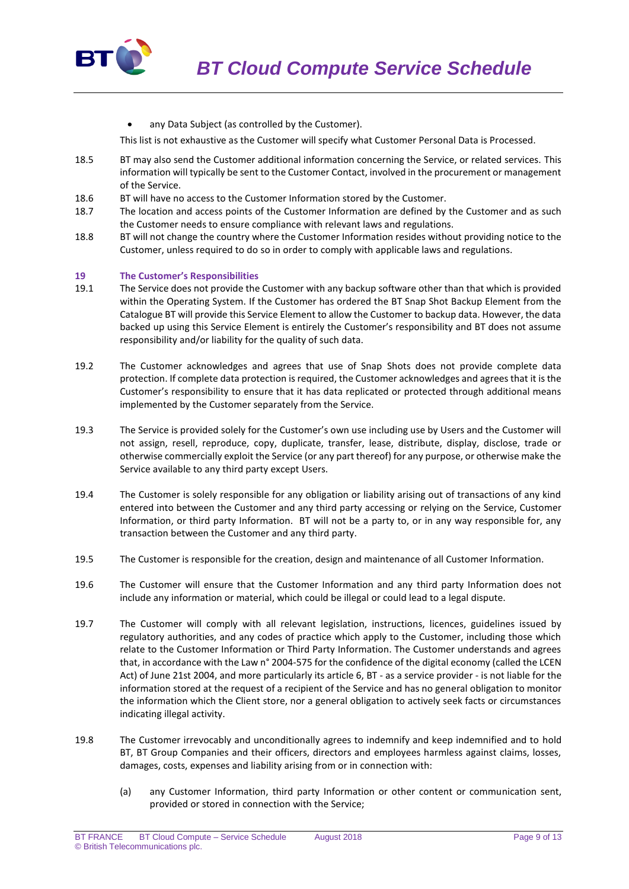- any Data Subject (as controlled by the Customer).

This list is not exhaustive as the Customer will specify what Customer Personal Data is Processed.

18.5 BT may also send the Customer additional information concerning the Service, or related services. This information will typically be sent to the Customer Contact, involved in the procurement or management of the Service.

18.6 BT will have no access to the Customer Information stored by the Customer.

18.7 The location and access points of the Customer Information are defined by the Customer and as such the Customer needs to ensure compliance with relevant laws and regulations.

18.8 BT will not change the country where the Customer Information resides without providing notice to the Customer, unless required to do so in order to comply with applicable laws and regulations.

## 19 The Customer's Responsibilities

19.1 The Service does not provide the Customer with any backup software other than that which is provided within the Operating System. If the Customer has ordered the BT Snap Shot Backup Element from the Catalogue BT will provide this Service Element to allow the Customer to backup data. However, the data backed up using this Service Element is entirely the Customer's responsibility and BT does not assume responsibility and/or liability for the quality of such data.

19.2 The Customer acknowledges and agrees that use of Snap Shots does not provide complete data protection. If complete data protection is required, the Customer acknowledges and agrees that it is the Customer's responsibility to ensure that it has data replicated or protected through additional means implemented by the Customer separately from the Service.

19.3 The Service is provided solely for the Customer's own use including use by Users and the Customer will not assign, resell, reproduce, copy, duplicate, transfer, lease, distribute, display, disclose, trade or otherwise commercially exploit the Service (or any part thereof) for any purpose, or otherwise make the Service available to any third party except Users.

19.4 The Customer is solely responsible for any obligation or liability arising out of transactions of any kind entered into between the Customer and any third party accessing or relying on the Service, Customer Information, or third party Information. BT will not be a party to, or in any way responsible for, any transaction between the Customer and any third party.

19.5 The Customer is responsible for the creation, design and maintenance of all Customer Information.

19.6 The Customer will ensure that the Customer Information and any third party Information does not include any information or material, which could be illegal or could lead to a legal dispute.

19.7 The Customer will comply with all relevant legislation, instructions, licences, guidelines issued by regulatory authorities, and any codes of practice which apply to the Customer, including those which relate to the Customer Information or Third Party Information. The Customer understands and agrees that, in accordance with the Law n° 2004-575 for the confidence of the digital economy (called the LCEN Act) of June 21st 2004, and more particularly its article 6, BT - as a service provider - is not liable for the information stored at the request of a recipient of the Service and has no general obligation to monitor the information which the Client store, nor a general obligation to actively seek facts or circumstances indicating illegal activity.

19.8 The Customer irrevocably and unconditionally agrees to indemnify and keep indemnified and to hold BT, BT Group Companies and their officers, directors and employees harmless against claims, losses, damages, costs, expenses and liability arising from or in connection with:

(a) any Customer Information, third party Information or other content or communication sent, provided or stored in connection with the Service;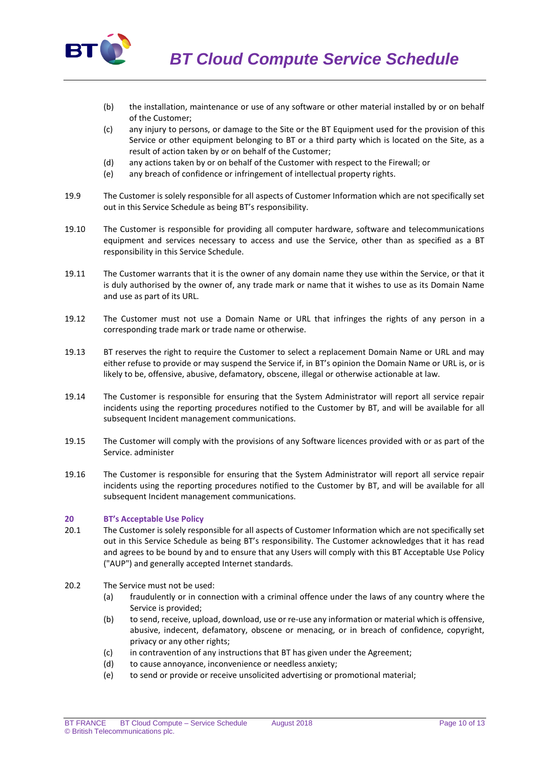(b) the installation, maintenance or use of any software or other material installed by or on behalf of the Customer;

(c) any injury to persons, or damage to the Site or the BT Equipment used for the provision of this Service or other equipment belonging to BT or a third party which is located on the Site, as a result of action taken by or on behalf of the Customer;

(d) any actions taken by or on behalf of the Customer with respect to the Firewall; or

(e) any breach of confidence or infringement of intellectual property rights.

19.9 The Customer is solely responsible for all aspects of Customer Information which are not specifically set out in this Service Schedule as being BT's responsibility.

19.10 The Customer is responsible for providing all computer hardware, software and telecommunications equipment and services necessary to access and use the Service, other than as specified as a BT responsibility in this Service Schedule.

19.11 The Customer warrants that it is the owner of any domain name they use within the Service, or that it is duly authorised by the owner of, any trade mark or name that it wishes to use as its Domain Name and use as part of its URL.

19.12 The Customer must not use a Domain Name or URL that infringes the rights of any person in a corresponding trade mark or trade name or otherwise.

19.13 BT reserves the right to require the Customer to select a replacement Domain Name or URL and may either refuse to provide or may suspend the Service if, in BT's opinion the Domain Name or URL is, or is likely to be, offensive, abusive, defamatory, obscene, illegal or otherwise actionable at law.

19.14 The Customer is responsible for ensuring that the System Administrator will report all service repair incidents using the reporting procedures notified to the Customer by BT, and will be available for all subsequent Incident management communications.

19.15 The Customer will comply with the provisions of any Software licences provided with or as part of the Service. administer

19.16 The Customer is responsible for ensuring that the System Administrator will report all service repair incidents using the reporting procedures notified to the Customer by BT, and will be available for all subsequent Incident management communications.

## 20 BT's Acceptable Use Policy

20.1 The Customer is solely responsible for all aspects of Customer Information which are not specifically set out in this Service Schedule as being BT's responsibility. The Customer acknowledges that it has read and agrees to be bound by and to ensure that any Users will comply with this BT Acceptable Use Policy ("AUP") and generally accepted Internet standards.

20.2 The Service must not be used:

(a) fraudulently or in connection with a criminal offence under the laws of any country where the Service is provided;

(b) to send, receive, upload, download, use or re-use any information or material which is offensive, abusive, indecent, defamatory, obscene or menacing, or in breach of confidence, copyright, privacy or any other rights;

(c) in contravention of any instructions that BT has given under the Agreement;

(d) to cause annoyance, inconvenience or needless anxiety;

(e) to send or provide or receive unsolicited advertising or promotional material;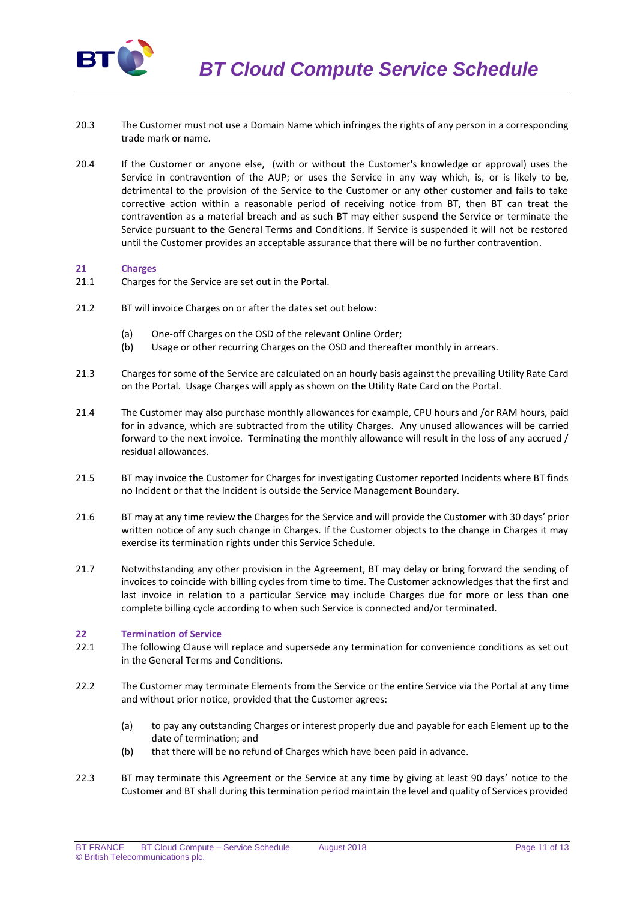20.3 The Customer must not use a Domain Name which infringes the rights of any person in a corresponding trade mark or name.

20.4 If the Customer or anyone else, (with or without the Customer's knowledge or approval) uses the Service in contravention of the AUP; or uses the Service in any way which, is, or is likely to be, detrimental to the provision of the Service to the Customer or any other customer and fails to take corrective action within a reasonable period of receiving notice from BT, then BT can treat the contravention as a material breach and as such BT may either suspend the Service or terminate the Service pursuant to the General Terms and Conditions. If Service is suspended it will not be restored until the Customer provides an acceptable assurance that there will be no further contravention.

## 21 Charges

21.1 Charges for the Service are set out in the Portal.

21.2 BT will invoice Charges on or after the dates set out below:

(a) One-off Charges on the OSD of the relevant Online Order;
(b) Usage or other recurring Charges on the OSD and thereafter monthly in arrears.

21.3 Charges for some of the Service are calculated on an hourly basis against the prevailing Utility Rate Card on the Portal. Usage Charges will apply as shown on the Utility Rate Card on the Portal.

21.4 The Customer may also purchase monthly allowances for example, CPU hours and /or RAM hours, paid for in advance, which are subtracted from the utility Charges. Any unused allowances will be carried forward to the next invoice. Terminating the monthly allowance will result in the loss of any accrued / residual allowances.

21.5 BT may invoice the Customer for Charges for investigating Customer reported Incidents where BT finds no Incident or that the Incident is outside the Service Management Boundary.

21.6 BT may at any time review the Charges for the Service and will provide the Customer with 30 days' prior written notice of any such change in Charges. If the Customer objects to the change in Charges it may exercise its termination rights under this Service Schedule.

21.7 Notwithstanding any other provision in the Agreement, BT may delay or bring forward the sending of invoices to coincide with billing cycles from time to time. The Customer acknowledges that the first and last invoice in relation to a particular Service may include Charges due for more or less than one complete billing cycle according to when such Service is connected and/or terminated.

## 22 Termination of Service

22.1 The following Clause will replace and supersede any termination for convenience conditions as set out in the General Terms and Conditions.

22.2 The Customer may terminate Elements from the Service or the entire Service via the Portal at any time and without prior notice, provided that the Customer agrees:

(a) to pay any outstanding Charges or interest properly due and payable for each Element up to the date of termination; and
(b) that there will be no refund of Charges which have been paid in advance.

22.3 BT may terminate this Agreement or the Service at any time by giving at least 90 days' notice to the Customer and BT shall during this termination period maintain the level and quality of Services provided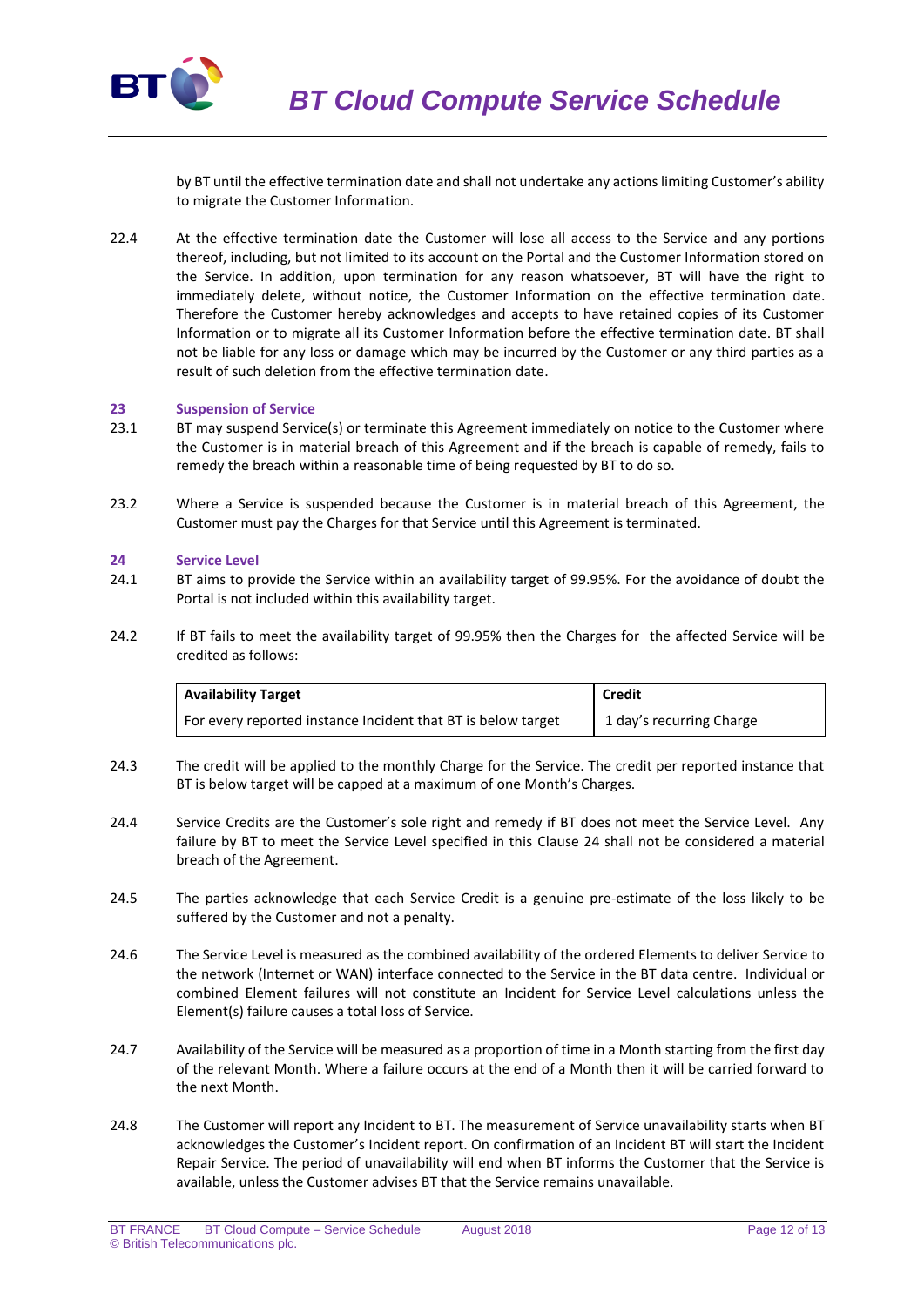by BT until the effective termination date and shall not undertake any actions limiting Customer's ability to migrate the Customer Information.

22.4 At the effective termination date the Customer will lose all access to the Service and any portions thereof, including, but not limited to its account on the Portal and the Customer Information stored on the Service. In addition, upon termination for any reason whatsoever, BT will have the right to immediately delete, without notice, the Customer Information on the effective termination date. Therefore the Customer hereby acknowledges and accepts to have retained copies of its Customer Information or to migrate all its Customer Information before the effective termination date. BT shall not be liable for any loss or damage which may be incurred by the Customer or any third parties as a result of such deletion from the effective termination date.

## 23 Suspension of Service

23.1 BT may suspend Service(s) or terminate this Agreement immediately on notice to the Customer where the Customer is in material breach of this Agreement and if the breach is capable of remedy, fails to remedy the breach within a reasonable time of being requested by BT to do so.

23.2 Where a Service is suspended because the Customer is in material breach of this Agreement, the Customer must pay the Charges for that Service until this Agreement is terminated.

## 24 Service Level

24.1 BT aims to provide the Service within an availability target of 99.95%. For the avoidance of doubt the Portal is not included within this availability target.

24.2 If BT fails to meet the availability target of 99.95% then the Charges for the affected Service will be credited as follows:

| Availability Target | Credit |
|---|---|
| For every reported instance Incident that BT is below target | 1 day's recurring Charge |

24.3 The credit will be applied to the monthly Charge for the Service. The credit per reported instance that BT is below target will be capped at a maximum of one Month's Charges.

24.4 Service Credits are the Customer's sole right and remedy if BT does not meet the Service Level. Any failure by BT to meet the Service Level specified in this Clause 24 shall not be considered a material breach of the Agreement.

24.5 The parties acknowledge that each Service Credit is a genuine pre-estimate of the loss likely to be suffered by the Customer and not a penalty.

24.6 The Service Level is measured as the combined availability of the ordered Elements to deliver Service to the network (Internet or WAN) interface connected to the Service in the BT data centre. Individual or combined Element failures will not constitute an Incident for Service Level calculations unless the Element(s) failure causes a total loss of Service.

24.7 Availability of the Service will be measured as a proportion of time in a Month starting from the first day of the relevant Month. Where a failure occurs at the end of a Month then it will be carried forward to the next Month.

24.8 The Customer will report any Incident to BT. The measurement of Service unavailability starts when BT acknowledges the Customer's Incident report. On confirmation of an Incident BT will start the Incident Repair Service. The period of unavailability will end when BT informs the Customer that the Service is available, unless the Customer advises BT that the Service remains unavailable.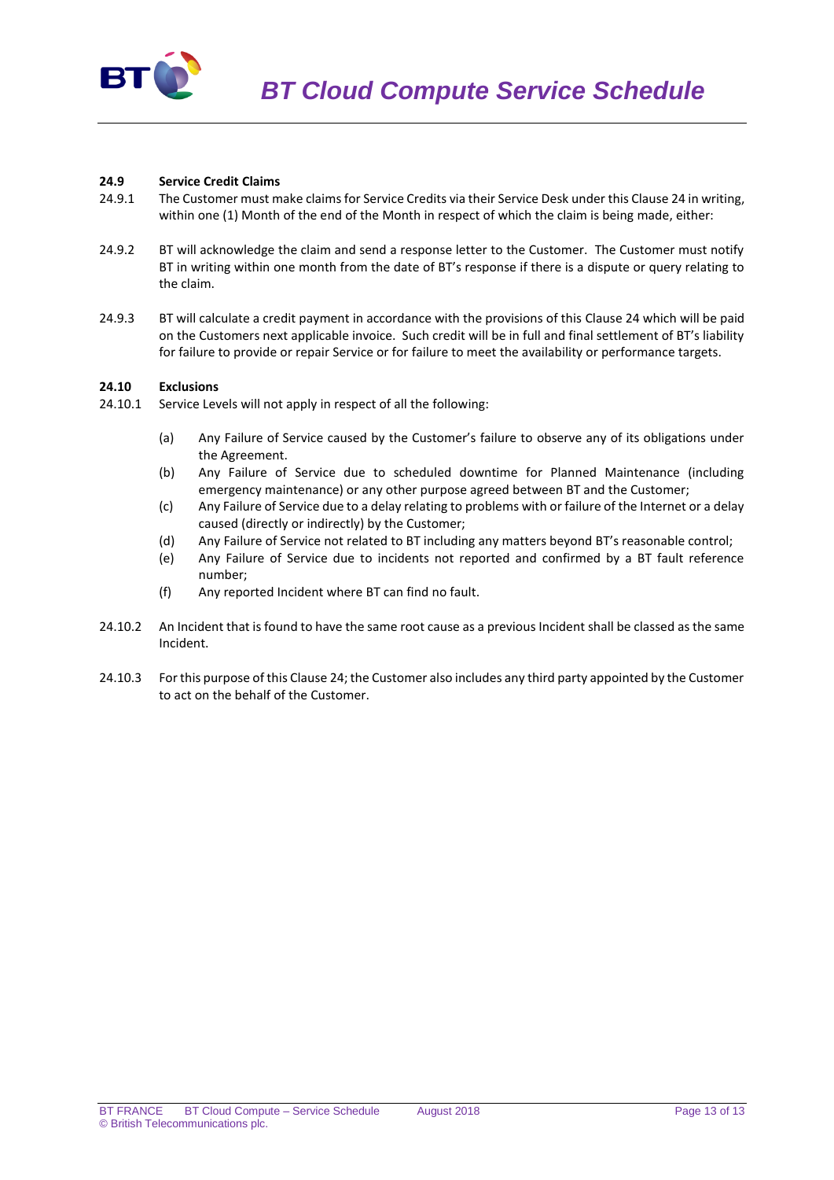**24.9 Service Credit Claims**

24.9.1 The Customer must make claims for Service Credits via their Service Desk under this Clause 24 in writing, within one (1) Month of the end of the Month in respect of which the claim is being made, either:

24.9.2 BT will acknowledge the claim and send a response letter to the Customer. The Customer must notify BT in writing within one month from the date of BT's response if there is a dispute or query relating to the claim.

24.9.3 BT will calculate a credit payment in accordance with the provisions of this Clause 24 which will be paid on the Customers next applicable invoice. Such credit will be in full and final settlement of BT's liability for failure to provide or repair Service or for failure to meet the availability or performance targets.

**24.10 Exclusions**

24.10.1 Service Levels will not apply in respect of all the following:

(a) Any Failure of Service caused by the Customer's failure to observe any of its obligations under the Agreement.

(b) Any Failure of Service due to scheduled downtime for Planned Maintenance (including emergency maintenance) or any other purpose agreed between BT and the Customer;

(c) Any Failure of Service due to a delay relating to problems with or failure of the Internet or a delay caused (directly or indirectly) by the Customer;

(d) Any Failure of Service not related to BT including any matters beyond BT's reasonable control;

(e) Any Failure of Service due to incidents not reported and confirmed by a BT fault reference number;

(f) Any reported Incident where BT can find no fault.

24.10.2 An Incident that is found to have the same root cause as a previous Incident shall be classed as the same Incident.

24.10.3 For this purpose of this Clause 24; the Customer also includes any third party appointed by the Customer to act on the behalf of the Customer.